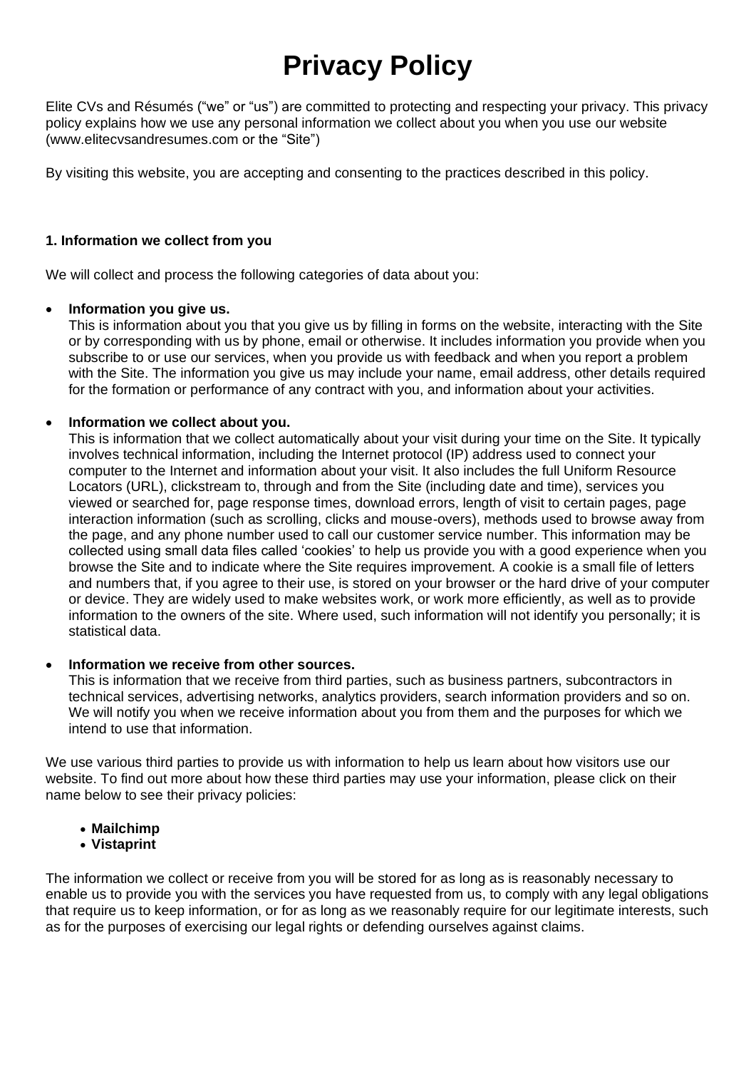# Privacy Policy

Elite CVs and Résumés ("we" or "us") are committed to protecting and respecting your privacy. This privacy policy explains how we use any personal information we collect about you when you use our website (www.elitecvsandresumes.com or the "Site")

By visiting this website, you are accepting and consenting to the practices described in this policy.

**1. Information we collect from you**

We will collect and process the following categories of data about you:

- **Information you give us.**
  This is information about you that you give us by filling in forms on the website, interacting with the Site or by corresponding with us by phone, email or otherwise. It includes information you provide when you subscribe to or use our services, when you provide us with feedback and when you report a problem with the Site. The information you give us may include your name, email address, other details required for the formation or performance of any contract with you, and information about your activities.

- **Information we collect about you.**
  This is information that we collect automatically about your visit during your time on the Site. It typically involves technical information, including the Internet protocol (IP) address used to connect your computer to the Internet and information about your visit. It also includes the full Uniform Resource Locators (URL), clickstream to, through and from the Site (including date and time), services you viewed or searched for, page response times, download errors, length of visit to certain pages, page interaction information (such as scrolling, clicks and mouse-overs), methods used to browse away from the page, and any phone number used to call our customer service number. This information may be collected using small data files called 'cookies' to help us provide you with a good experience when you browse the Site and to indicate where the Site requires improvement. A cookie is a small file of letters and numbers that, if you agree to their use, is stored on your browser or the hard drive of your computer or device. They are widely used to make websites work, or work more efficiently, as well as to provide information to the owners of the site. Where used, such information will not identify you personally; it is statistical data.

- **Information we receive from other sources.**
  This is information that we receive from third parties, such as business partners, subcontractors in technical services, advertising networks, analytics providers, search information providers and so on. We will notify you when we receive information about you from them and the purposes for which we intend to use that information.

We use various third parties to provide us with information to help us learn about how visitors use our website. To find out more about how these third parties may use your information, please click on their name below to see their privacy policies:

- **Mailchimp**
- **Vistaprint**

The information we collect or receive from you will be stored for as long as is reasonably necessary to enable us to provide you with the services you have requested from us, to comply with any legal obligations that require us to keep information, or for as long as we reasonably require for our legitimate interests, such as for the purposes of exercising our legal rights or defending ourselves against claims.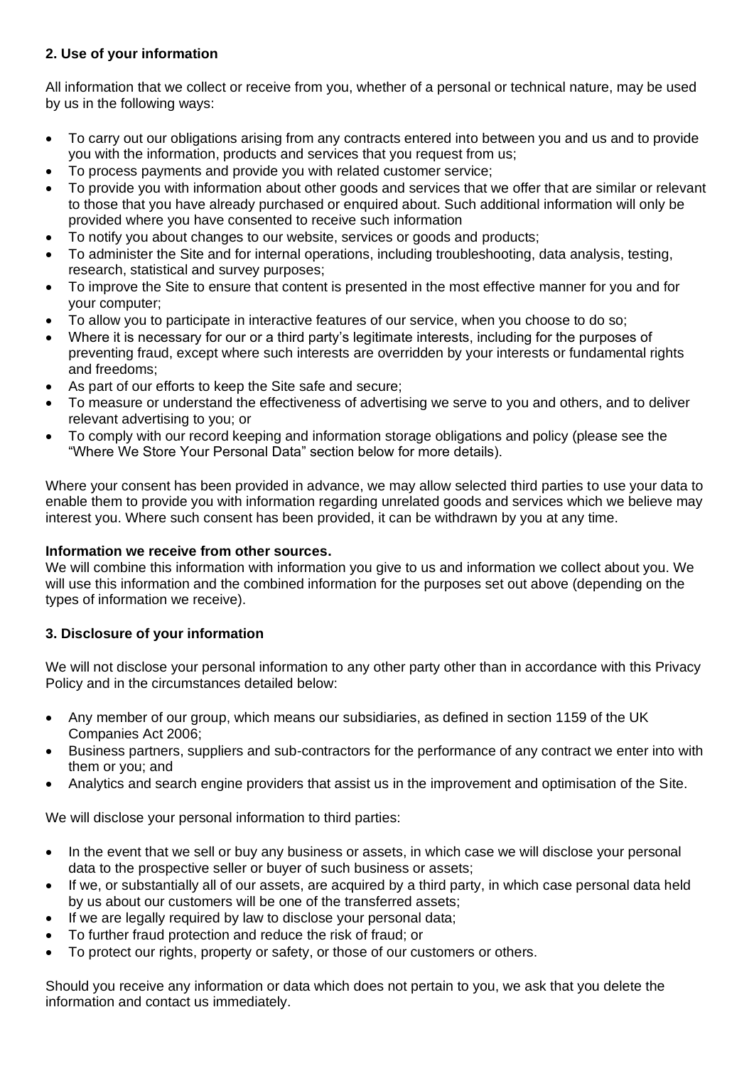## 2. Use of your information

All information that we collect or receive from you, whether of a personal or technical nature, may be used by us in the following ways:

- To carry out our obligations arising from any contracts entered into between you and us and to provide you with the information, products and services that you request from us;
- To process payments and provide you with related customer service;
- To provide you with information about other goods and services that we offer that are similar or relevant to those that you have already purchased or enquired about. Such additional information will only be provided where you have consented to receive such information
- To notify you about changes to our website, services or goods and products;
- To administer the Site and for internal operations, including troubleshooting, data analysis, testing, research, statistical and survey purposes;
- To improve the Site to ensure that content is presented in the most effective manner for you and for your computer;
- To allow you to participate in interactive features of our service, when you choose to do so;
- Where it is necessary for our or a third party's legitimate interests, including for the purposes of preventing fraud, except where such interests are overridden by your interests or fundamental rights and freedoms;
- As part of our efforts to keep the Site safe and secure;
- To measure or understand the effectiveness of advertising we serve to you and others, and to deliver relevant advertising to you; or
- To comply with our record keeping and information storage obligations and policy (please see the "Where We Store Your Personal Data" section below for more details).

Where your consent has been provided in advance, we may allow selected third parties to use your data to enable them to provide you with information regarding unrelated goods and services which we believe may interest you. Where such consent has been provided, it can be withdrawn by you at any time.

**Information we receive from other sources.**
We will combine this information with information you give to us and information we collect about you. We will use this information and the combined information for the purposes set out above (depending on the types of information we receive).

## 3. Disclosure of your information

We will not disclose your personal information to any other party other than in accordance with this Privacy Policy and in the circumstances detailed below:

- Any member of our group, which means our subsidiaries, as defined in section 1159 of the UK Companies Act 2006;
- Business partners, suppliers and sub-contractors for the performance of any contract we enter into with them or you; and
- Analytics and search engine providers that assist us in the improvement and optimisation of the Site.

We will disclose your personal information to third parties:

- In the event that we sell or buy any business or assets, in which case we will disclose your personal data to the prospective seller or buyer of such business or assets;
- If we, or substantially all of our assets, are acquired by a third party, in which case personal data held by us about our customers will be one of the transferred assets;
- If we are legally required by law to disclose your personal data;
- To further fraud protection and reduce the risk of fraud; or
- To protect our rights, property or safety, or those of our customers or others.

Should you receive any information or data which does not pertain to you, we ask that you delete the information and contact us immediately.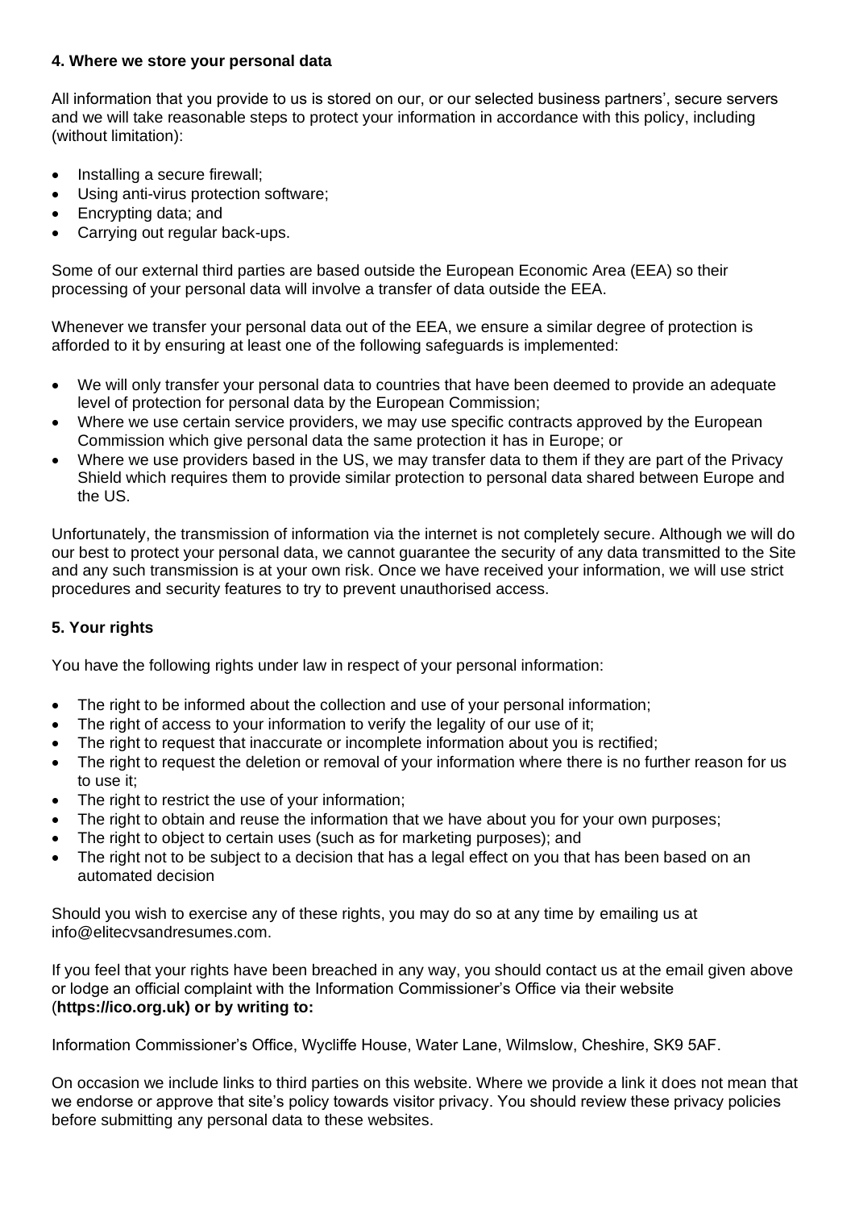### 4. Where we store your personal data

All information that you provide to us is stored on our, or our selected business partners', secure servers and we will take reasonable steps to protect your information in accordance with this policy, including (without limitation):

- Installing a secure firewall;
- Using anti-virus protection software;
- Encrypting data; and
- Carrying out regular back-ups.

Some of our external third parties are based outside the European Economic Area (EEA) so their processing of your personal data will involve a transfer of data outside the EEA.

Whenever we transfer your personal data out of the EEA, we ensure a similar degree of protection is afforded to it by ensuring at least one of the following safeguards is implemented:

- We will only transfer your personal data to countries that have been deemed to provide an adequate level of protection for personal data by the European Commission;
- Where we use certain service providers, we may use specific contracts approved by the European Commission which give personal data the same protection it has in Europe; or
- Where we use providers based in the US, we may transfer data to them if they are part of the Privacy Shield which requires them to provide similar protection to personal data shared between Europe and the US.

Unfortunately, the transmission of information via the internet is not completely secure. Although we will do our best to protect your personal data, we cannot guarantee the security of any data transmitted to the Site and any such transmission is at your own risk. Once we have received your information, we will use strict procedures and security features to try to prevent unauthorised access.

### 5. Your rights

You have the following rights under law in respect of your personal information:

- The right to be informed about the collection and use of your personal information;
- The right of access to your information to verify the legality of our use of it;
- The right to request that inaccurate or incomplete information about you is rectified;
- The right to request the deletion or removal of your information where there is no further reason for us to use it;
- The right to restrict the use of your information;
- The right to obtain and reuse the information that we have about you for your own purposes;
- The right to object to certain uses (such as for marketing purposes); and
- The right not to be subject to a decision that has a legal effect on you that has been based on an automated decision

Should you wish to exercise any of these rights, you may do so at any time by emailing us at info@elitecvsandresumes.com.

If you feel that your rights have been breached in any way, you should contact us at the email given above or lodge an official complaint with the Information Commissioner's Office via their website (**https://ico.org.uk) or by writing to:**

Information Commissioner's Office, Wycliffe House, Water Lane, Wilmslow, Cheshire, SK9 5AF.

On occasion we include links to third parties on this website. Where we provide a link it does not mean that we endorse or approve that site's policy towards visitor privacy. You should review these privacy policies before submitting any personal data to these websites.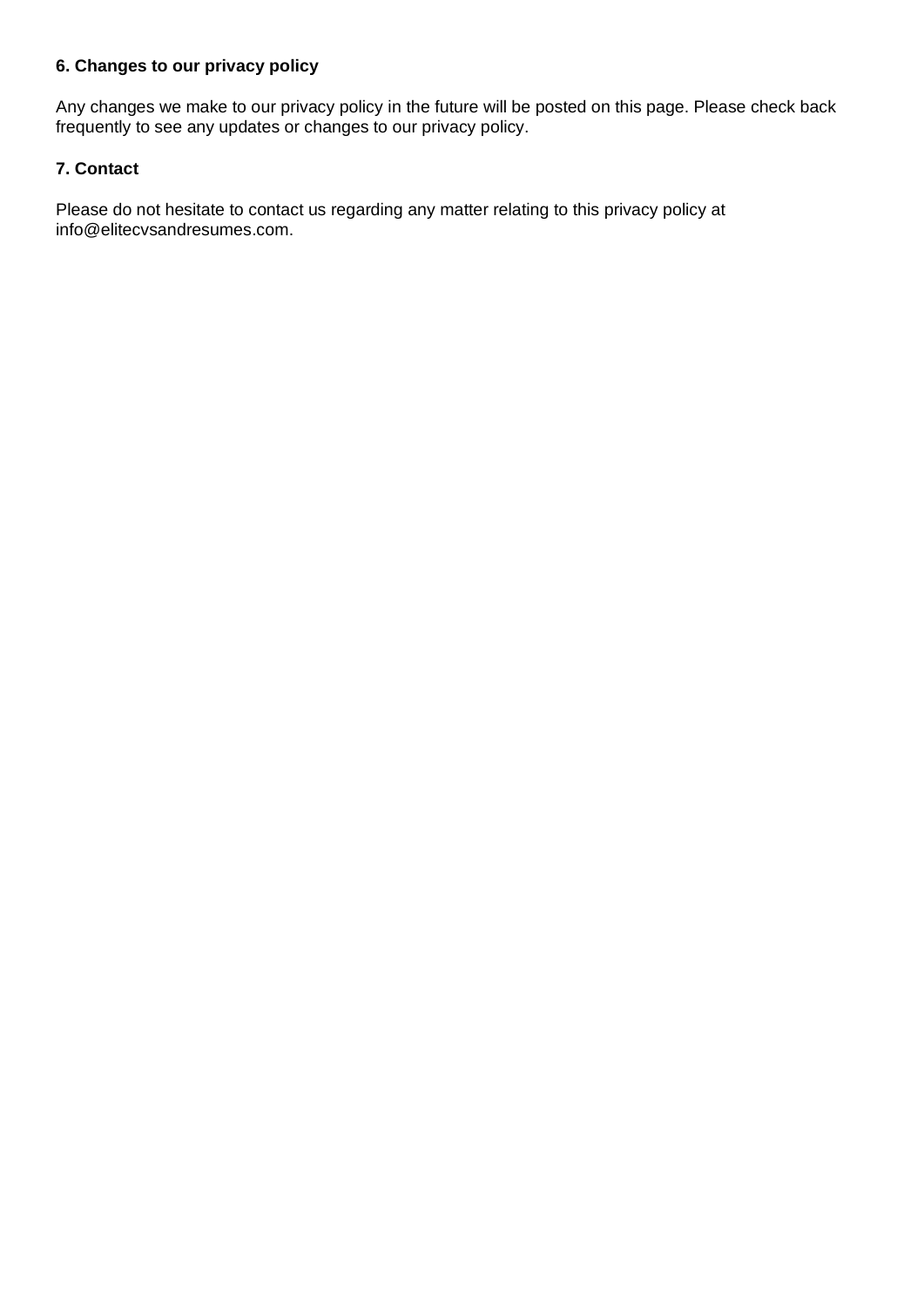### 6. Changes to our privacy policy

Any changes we make to our privacy policy in the future will be posted on this page. Please check back frequently to see any updates or changes to our privacy policy.

### 7. Contact

Please do not hesitate to contact us regarding any matter relating to this privacy policy at info@elitecvsandresumes.com.